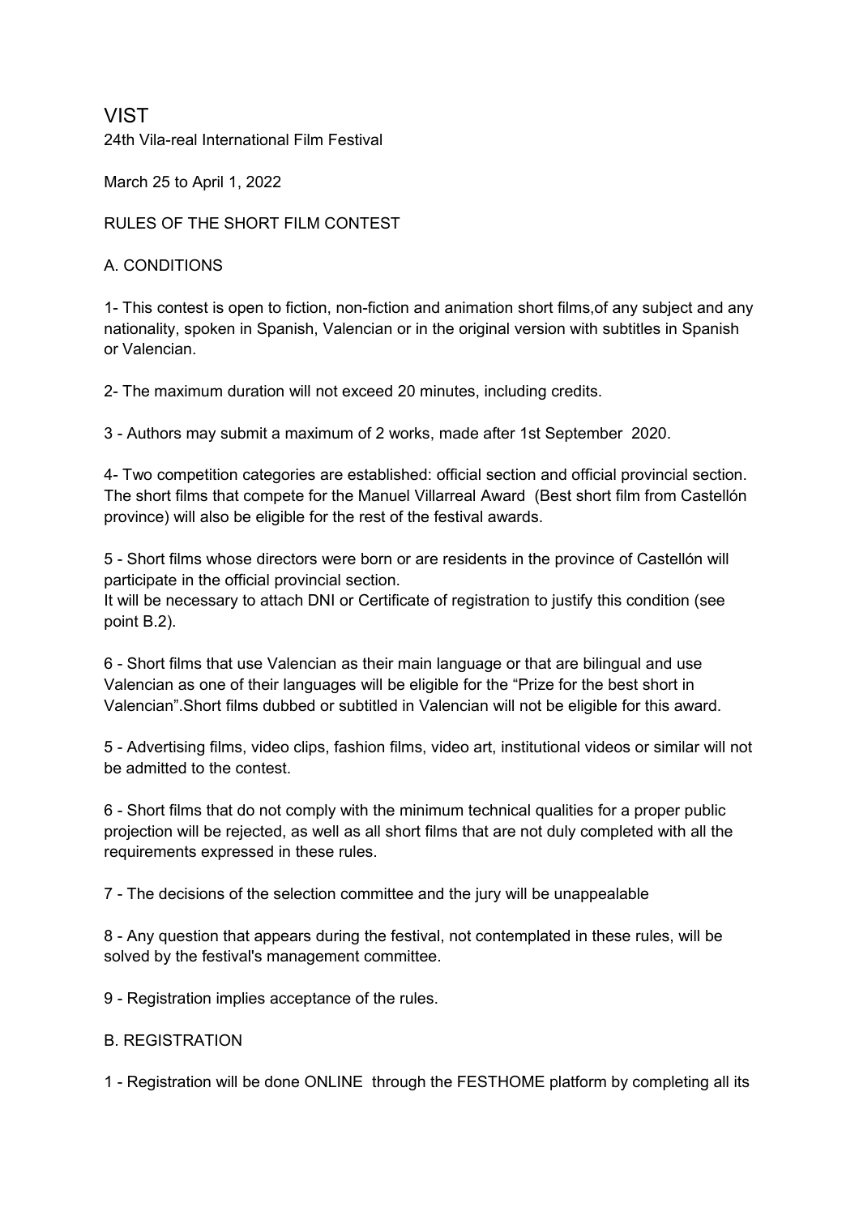# VIST

24th Vila-real International Film Festival

March 25 to April 1, 2022

## RULES OF THE SHORT FILM CONTEST

### A. CONDITIONS

1- This contest is open to fiction, non-fiction and animation short films,of any subject and any nationality, spoken in Spanish, Valencian or in the original version with subtitles in Spanish or Valencian.

2- The maximum duration will not exceed 20 minutes, including credits.

3 - Authors may submit a maximum of 2 works, made after 1st September 2020.

4- Two competition categories are established: official section and official provincial section. The short films that compete for the Manuel Villarreal Award (Best short film from Castellón province) will also be eligible for the rest of the festival awards.

5 - Short films whose directors were born or are residents in the province of Castellón will participate in the official provincial section.
It will be necessary to attach DNI or Certificate of registration to justify this condition (see point B.2).

6 - Short films that use Valencian as their main language or that are bilingual and use Valencian as one of their languages will be eligible for the "Prize for the best short in Valencian".Short films dubbed or subtitled in Valencian will not be eligible for this award.

5 - Advertising films, video clips, fashion films, video art, institutional videos or similar will not be admitted to the contest.

6 - Short films that do not comply with the minimum technical qualities for a proper public projection will be rejected, as well as all short films that are not duly completed with all the requirements expressed in these rules.

7 - The decisions of the selection committee and the jury will be unappealable

8 - Any question that appears during the festival, not contemplated in these rules, will be solved by the festival's management committee.

9 - Registration implies acceptance of the rules.

### B. REGISTRATION

1 - Registration will be done ONLINE through the FESTHOME platform by completing all its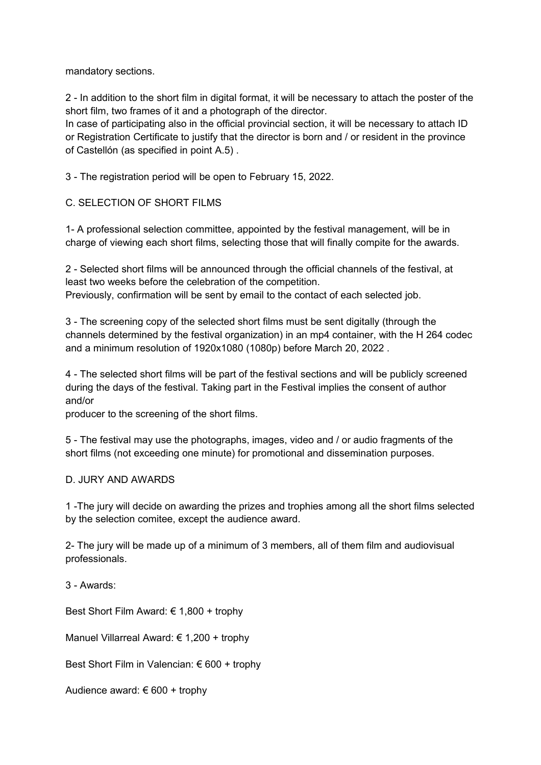mandatory sections.

2 - In addition to the short film in digital format, it will be necessary to attach the poster of the short film, two frames of it and a photograph of the director.
In case of participating also in the official provincial section, it will be necessary to attach ID or Registration Certificate to justify that the director is born and / or resident in the province of Castellón (as specified in point A.5) .

3 - The registration period will be open to February 15, 2022.

## C. SELECTION OF SHORT FILMS

1- A professional selection committee, appointed by the festival management, will be in charge of viewing each short films, selecting those that will finally compite for the awards.

2 - Selected short films will be announced through the official channels of the festival, at least two weeks before the celebration of the competition.
Previously, confirmation will be sent by email to the contact of each selected job.

3 - The screening copy of the selected short films must be sent digitally (through the channels determined by the festival organization) in an mp4 container, with the H 264 codec and a minimum resolution of 1920x1080 (1080p) before March 20, 2022 .

4 - The selected short films will be part of the festival sections and will be publicly screened during the days of the festival. Taking part in the Festival implies the consent of author and/or
producer to the screening of the short films.

5 - The festival may use the photographs, images, video and / or audio fragments of the short films (not exceeding one minute) for promotional and dissemination purposes.

## D. JURY AND AWARDS

1 -The jury will decide on awarding the prizes and trophies among all the short films selected by the selection comitee, except the audience award.

2- The jury will be made up of a minimum of 3 members, all of them film and audiovisual professionals.

3 - Awards:

Best Short Film Award: € 1,800 + trophy

Manuel Villarreal Award: € 1,200 + trophy

Best Short Film in Valencian: € 600 + trophy

Audience award: € 600 + trophy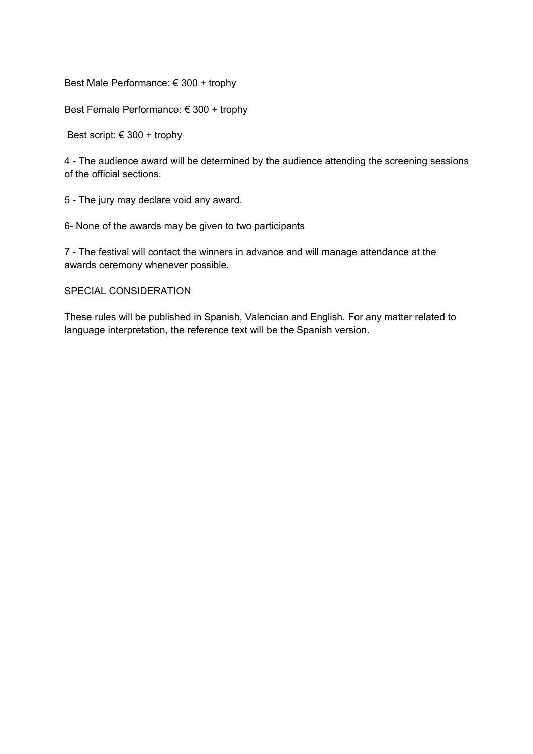Best Male Performance: € 300 + trophy

Best Female Performance: € 300 + trophy

Best script: € 300 + trophy

4 - The audience award will be determined by the audience attending the screening sessions of the official sections.

5 - The jury may declare void any award.

6- None of the awards may be given to two participants

7 - The festival will contact the winners in advance and will manage attendance at the awards ceremony whenever possible.

SPECIAL CONSIDERATION

These rules will be published in Spanish, Valencian and English. For any matter related to language interpretation, the reference text will be the Spanish version.